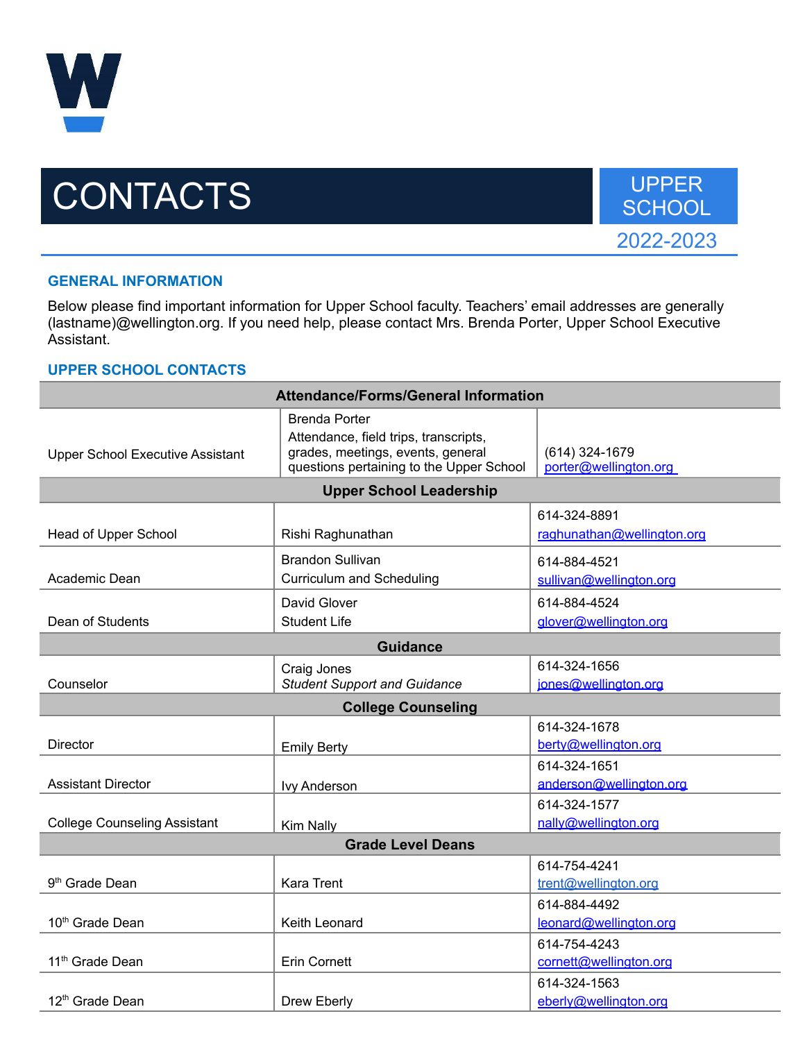# CONTACTS

UPPER SCHOOL

2022-2023

## GENERAL INFORMATION

Below please find important information for Upper School faculty. Teachers' email addresses are generally (lastname)@wellington.org. If you need help, please contact Mrs. Brenda Porter, Upper School Executive Assistant.

## UPPER SCHOOL CONTACTS

| Attendance/Forms/General Information | | |
|---|---|---|
| Upper School Executive Assistant | Brenda Porter<br>Attendance, field trips, transcripts, grades, meetings, events, general questions pertaining to the Upper School | (614) 324-1679<br>porter@wellington.org |
| **Upper School Leadership** | | |
| Head of Upper School | Rishi Raghunathan | 614-324-8891<br>raghunathan@wellington.org |
| Academic Dean | Brandon Sullivan<br>Curriculum and Scheduling | 614-884-4521<br>sullivan@wellington.org |
| Dean of Students | David Glover<br>Student Life | 614-884-4524<br>glover@wellington.org |
| **Guidance** | | |
| Counselor | Craig Jones<br>*Student Support and Guidance* | 614-324-1656<br>jones@wellington.org |
| **College Counseling** | | |
| Director | Emily Berty | 614-324-1678<br>berty@wellington.org |
| Assistant Director | Ivy Anderson | 614-324-1651<br>anderson@wellington.org |
| College Counseling Assistant | Kim Nally | 614-324-1577<br>nally@wellington.org |
| **Grade Level Deans** | | |
| 9th Grade Dean | Kara Trent | 614-754-4241<br>trent@wellington.org |
| 10th Grade Dean | Keith Leonard | 614-884-4492<br>leonard@wellington.org |
| 11th Grade Dean | Erin Cornett | 614-754-4243<br>cornett@wellington.org |
| 12th Grade Dean | Drew Eberly | 614-324-1563<br>eberly@wellington.org |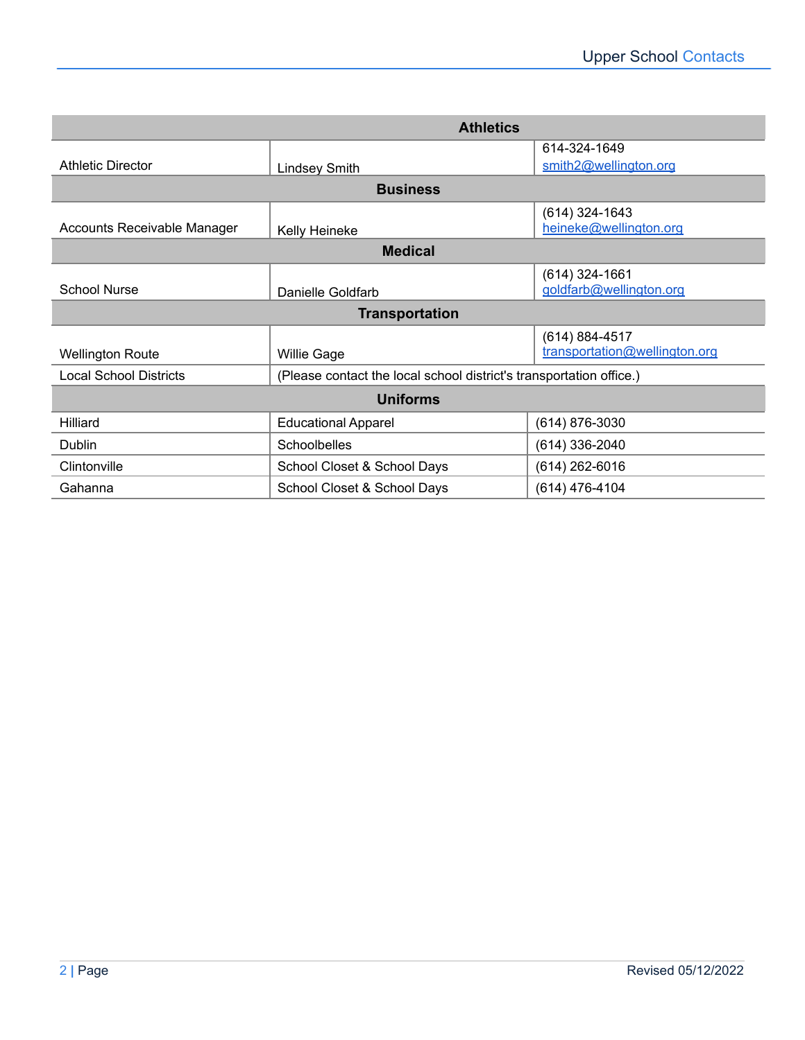| | | |
|---|---|---|
| **Athletics** | | |
| Athletic Director | Lindsey Smith | 614-324-1649 smith2@wellington.org |
| **Business** | | |
| Accounts Receivable Manager | Kelly Heineke | (614) 324-1643 heineke@wellington.org |
| **Medical** | | |
| School Nurse | Danielle Goldfarb | (614) 324-1661 goldfarb@wellington.org |
| **Transportation** | | |
| Wellington Route | Willie Gage | (614) 884-4517 transportation@wellington.org |
| Local School Districts | (Please contact the local school district's transportation office.) | |
| **Uniforms** | | |
| Hilliard | Educational Apparel | (614) 876-3030 |
| Dublin | Schoolbelles | (614) 336-2040 |
| Clintonville | School Closet & School Days | (614) 262-6016 |
| Gahanna | School Closet & School Days | (614) 476-4104 |

Revised 05/12/2022